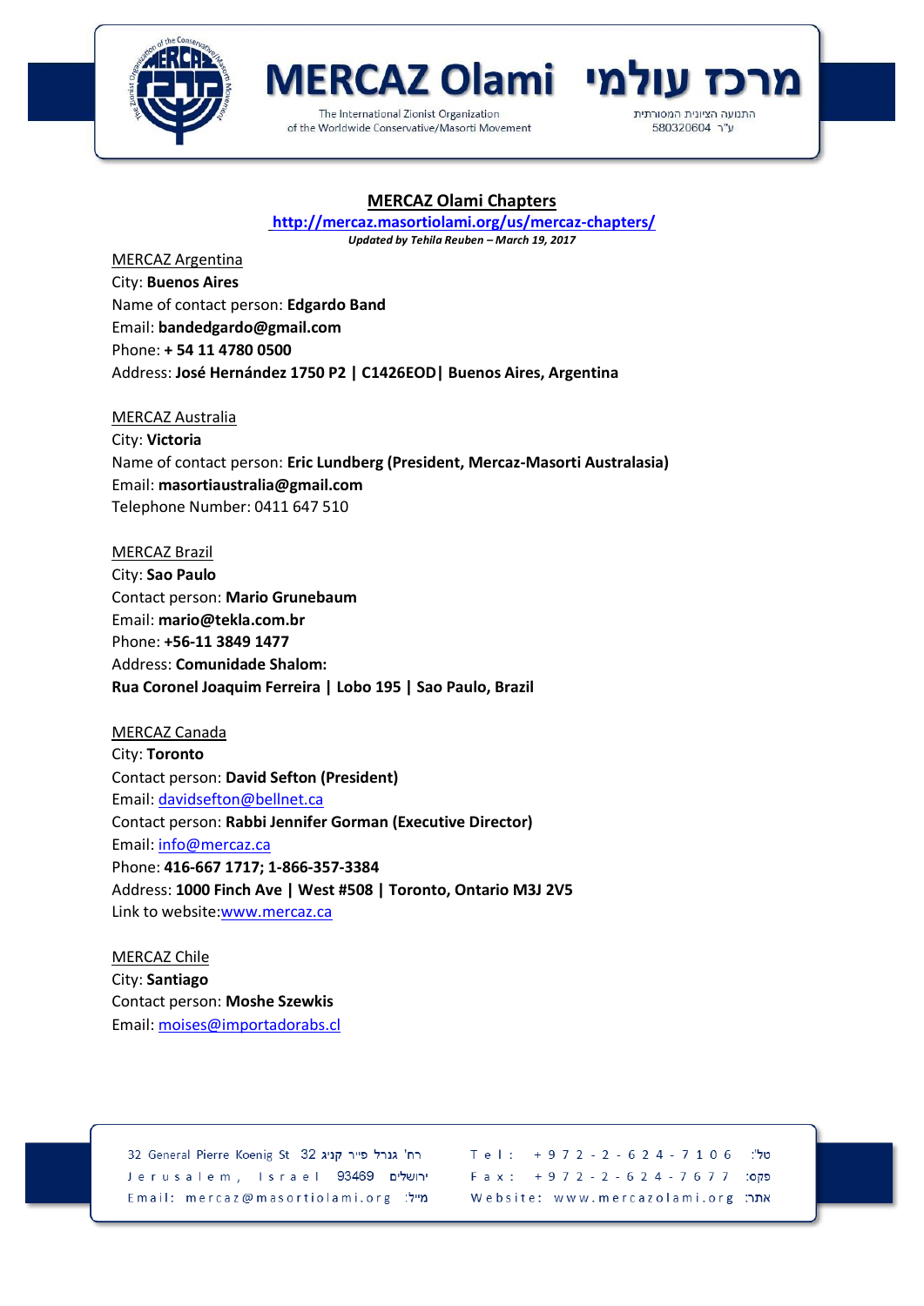# MERCAZ Olami Chapters

http://mercaz.masortiolami.org/us/mercaz-chapters/

*Updated by Tehila Reuben – March 19, 2017*

MERCAZ Argentina
City: **Buenos Aires**
Name of contact person: **Edgardo Band**
Email: **bandedgardo@gmail.com**
Phone: **+ 54 11 4780 0500**
Address: **José Hernández 1750 P2 | C1426EOD| Buenos Aires, Argentina**

MERCAZ Australia
City: **Victoria**
Name of contact person: **Eric Lundberg (President, Mercaz-Masorti Australasia)**
Email: **masortiaustralia@gmail.com**
Telephone Number: 0411 647 510

MERCAZ Brazil
City: **Sao Paulo**
Contact person: **Mario Grunebaum**
Email: **mario@tekla.com.br**
Phone: **+56-11 3849 1477**
Address: **Comunidade Shalom:**
**Rua Coronel Joaquim Ferreira | Lobo 195 | Sao Paulo, Brazil**

MERCAZ Canada
City: **Toronto**
Contact person: **David Sefton (President)**
Email: davidsefton@bellnet.ca
Contact person: **Rabbi Jennifer Gorman (Executive Director)**
Email: info@mercaz.ca
Phone: **416-667 1717; 1-866-357-3384**
Address: **1000 Finch Ave | West #508 | Toronto, Ontario M3J 2V5**
Link to website: www.mercaz.ca

MERCAZ Chile
City: **Santiago**
Contact person: **Moshe Szewkis**
Email: moises@importadorabs.cl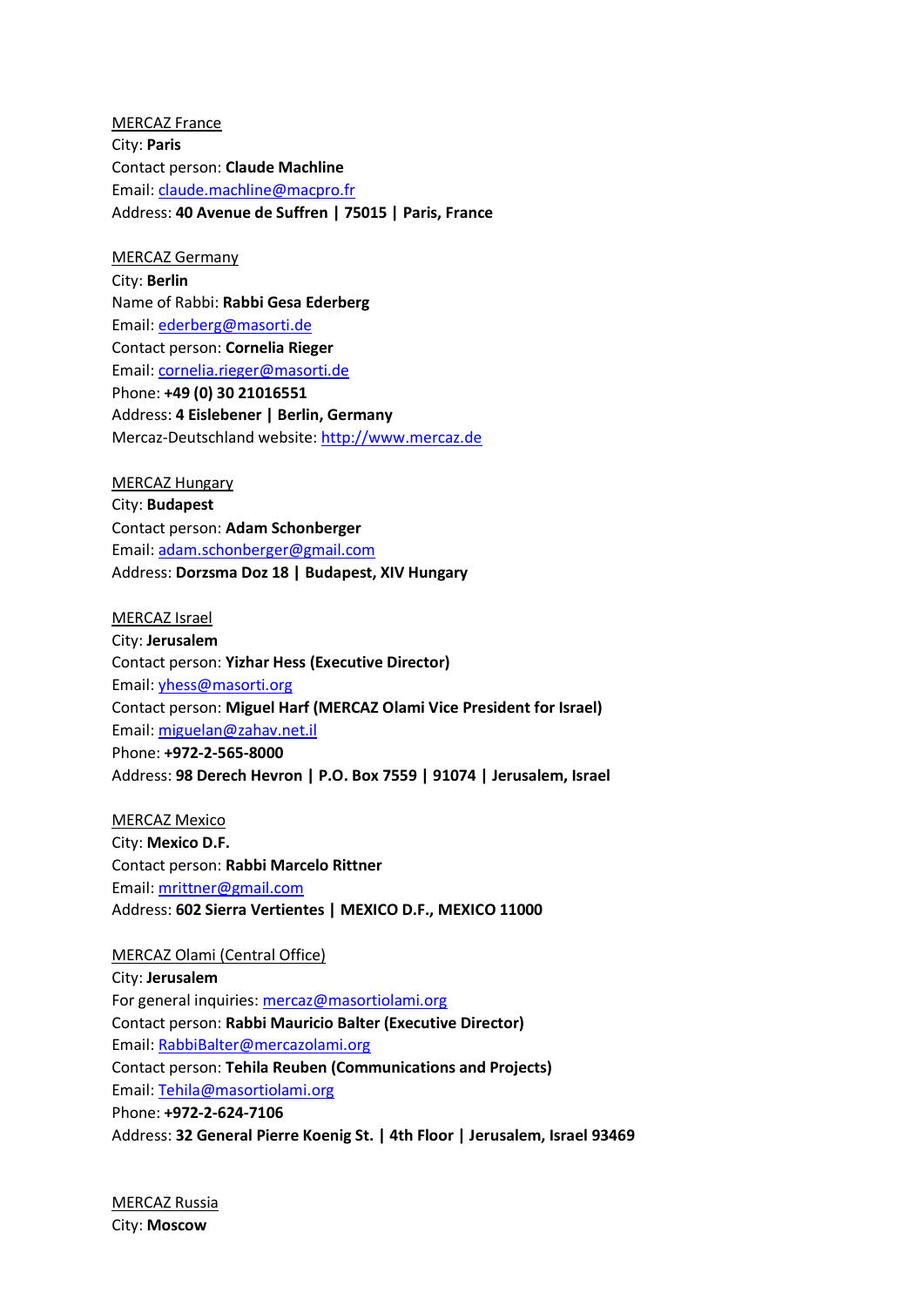MERCAZ France
City: **Paris**
Contact person: **Claude Machline**
Email: claude.machline@macpro.fr
Address: **40 Avenue de Suffren | 75015 | Paris, France**

MERCAZ Germany
City: **Berlin**
Name of Rabbi: **Rabbi Gesa Ederberg**
Email: ederberg@masorti.de
Contact person: **Cornelia Rieger**
Email: cornelia.rieger@masorti.de
Phone: **+49 (0) 30 21016551**
Address: **4 Eislebener | Berlin, Germany**
Mercaz-Deutschland website: http://www.mercaz.de

MERCAZ Hungary
City: **Budapest**
Contact person: **Adam Schonberger**
Email: adam.schonberger@gmail.com
Address: **Dorzsma Doz 18 | Budapest, XIV Hungary**

MERCAZ Israel
City: **Jerusalem**
Contact person: **Yizhar Hess (Executive Director)**
Email: yhess@masorti.org
Contact person: **Miguel Harf (MERCAZ Olami Vice President for Israel)**
Email: miguelan@zahav.net.il
Phone: **+972-2-565-8000**
Address: **98 Derech Hevron | P.O. Box 7559 | 91074 | Jerusalem, Israel**

MERCAZ Mexico
City: **Mexico D.F.**
Contact person: **Rabbi Marcelo Rittner**
Email: mrittner@gmail.com
Address: **602 Sierra Vertientes | MEXICO D.F., MEXICO 11000**

MERCAZ Olami (Central Office)
City: **Jerusalem**
For general inquiries: mercaz@masortiolami.org
Contact person: **Rabbi Mauricio Balter (Executive Director)**
Email: RabbiBalter@mercazolami.org
Contact person: **Tehila Reuben (Communications and Projects)**
Email: Tehila@masortiolami.org
Phone: **+972-2-624-7106**
Address: **32 General Pierre Koenig St. | 4th Floor | Jerusalem, Israel 93469**

MERCAZ Russia
City: **Moscow**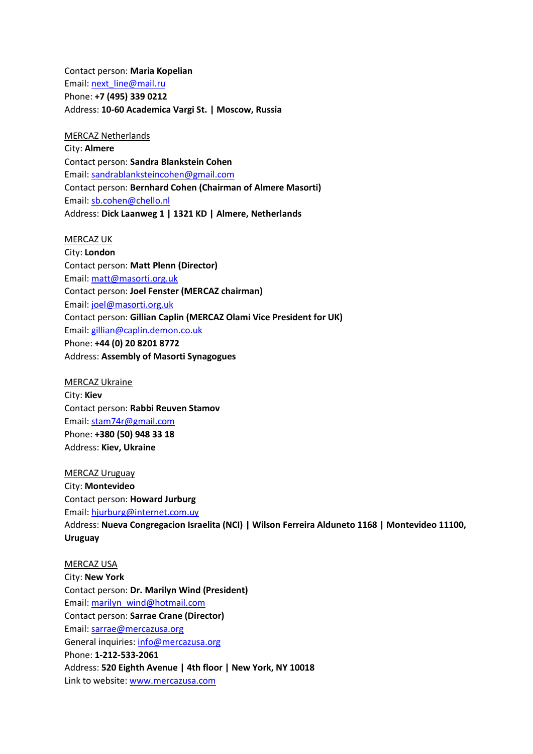Contact person: **Maria Kopelian**
Email: next_line@mail.ru
Phone: **+7 (495) 339 0212**
Address: **10-60 Academica Vargi St. | Moscow, Russia**

MERCAZ Netherlands
City: **Almere**
Contact person: **Sandra Blankstein Cohen**
Email: sandrablanksteincohen@gmail.com
Contact person: **Bernhard Cohen (Chairman of Almere Masorti)**
Email: sb.cohen@chello.nl
Address: **Dick Laanweg 1 | 1321 KD | Almere, Netherlands**

MERCAZ UK
City: **London**
Contact person: **Matt Plenn (Director)**
Email: matt@masorti.org.uk
Contact person: **Joel Fenster (MERCAZ chairman)**
Email: joel@masorti.org.uk
Contact person: **Gillian Caplin (MERCAZ Olami Vice President for UK)**
Email: gillian@caplin.demon.co.uk
Phone: **+44 (0) 20 8201 8772**
Address: **Assembly of Masorti Synagogues**

MERCAZ Ukraine
City: **Kiev**
Contact person: **Rabbi Reuven Stamov**
Email: stam74r@gmail.com
Phone: **+380 (50) 948 33 18**
Address: **Kiev, Ukraine**

MERCAZ Uruguay
City: **Montevideo**
Contact person: **Howard Jurburg**
Email: hjurburg@internet.com.uy
Address: **Nueva Congregacion Israelita (NCI) | Wilson Ferreira Alduneto 1168 | Montevideo 11100, Uruguay**

MERCAZ USA
City: **New York**
Contact person: **Dr. Marilyn Wind (President)**
Email: marilyn_wind@hotmail.com
Contact person: **Sarrae Crane (Director)**
Email: sarrae@mercazusa.org
General inquiries: info@mercazusa.org
Phone: **1-212-533-2061**
Address: **520 Eighth Avenue | 4th floor | New York, NY 10018**
Link to website: www.mercazusa.com